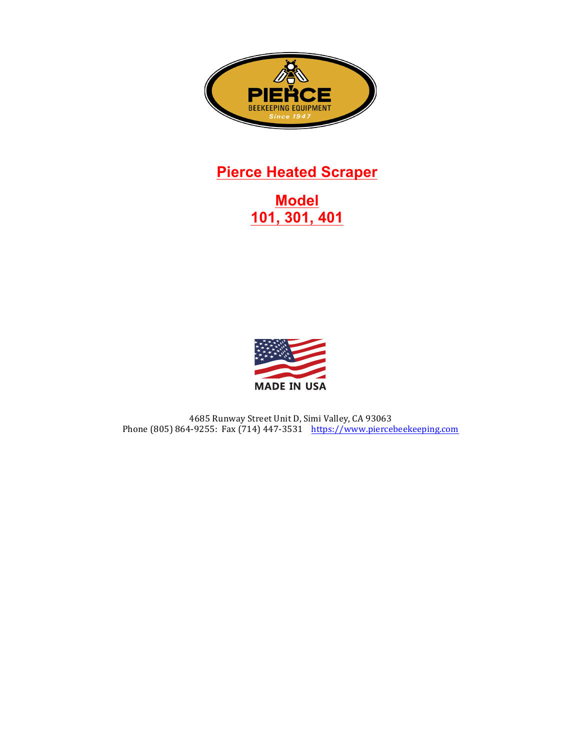# Pierce Heated Scraper

## Model
## 101, 301, 401

4685 Runway Street Unit D, Simi Valley, CA 93063
Phone (805) 864-9255: Fax (714) 447-3531 https://www.piercebeekeeping.com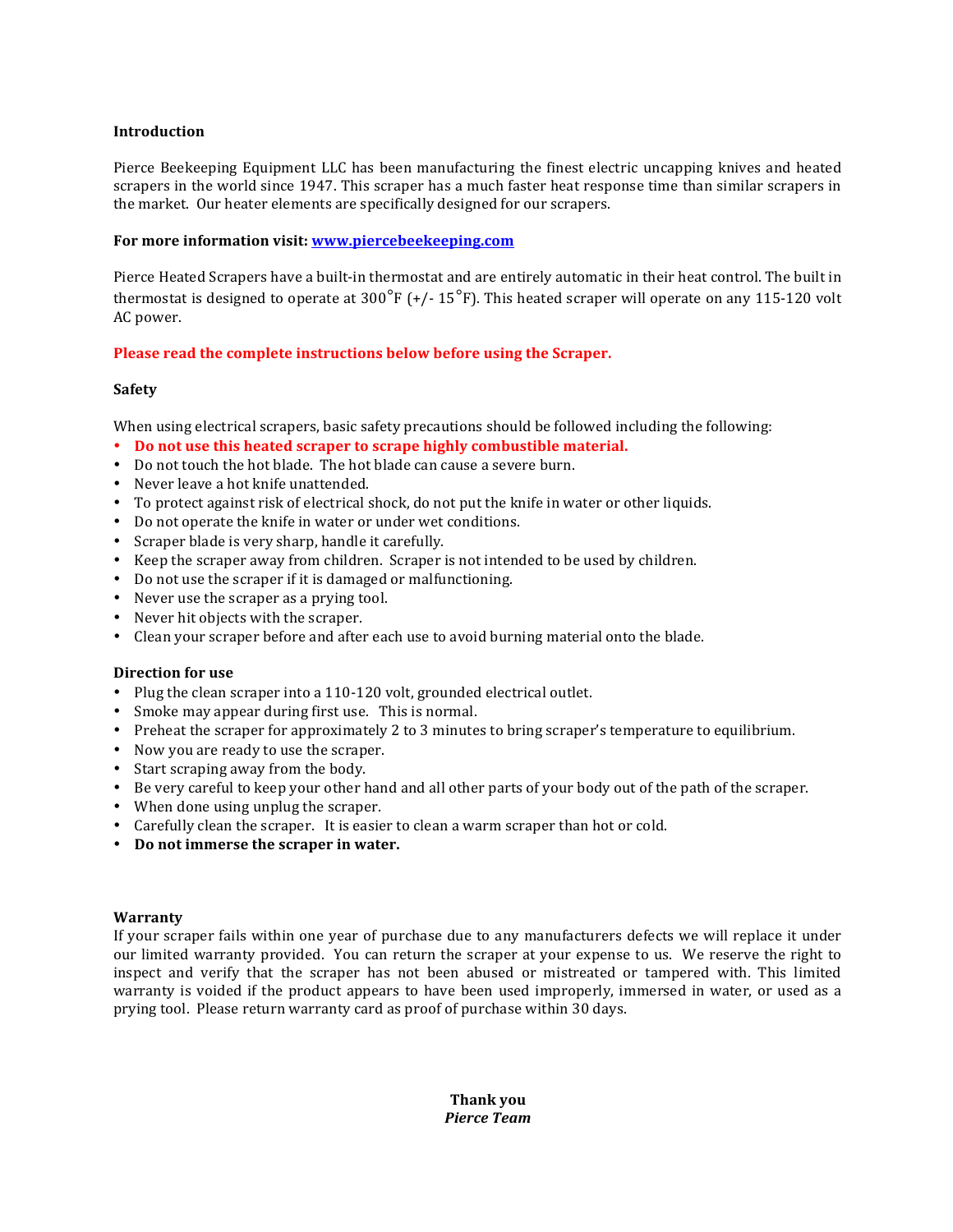**Introduction**

Pierce Beekeeping Equipment LLC has been manufacturing the finest electric uncapping knives and heated scrapers in the world since 1947. This scraper has a much faster heat response time than similar scrapers in the market. Our heater elements are specifically designed for our scrapers.

**For more information visit: [www.piercebeekeeping.com](http://www.piercebeekeeping.com)**

Pierce Heated Scrapers have a built-in thermostat and are entirely automatic in their heat control. The built in thermostat is designed to operate at 300°F (+/- 15°F). This heated scraper will operate on any 115-120 volt AC power.

**Please read the complete instructions below before using the Scraper.**

**Safety**

When using electrical scrapers, basic safety precautions should be followed including the following:

- **Do not use this heated scraper to scrape highly combustible material.**
- Do not touch the hot blade. The hot blade can cause a severe burn.
- Never leave a hot knife unattended.
- To protect against risk of electrical shock, do not put the knife in water or other liquids.
- Do not operate the knife in water or under wet conditions.
- Scraper blade is very sharp, handle it carefully.
- Keep the scraper away from children. Scraper is not intended to be used by children.
- Do not use the scraper if it is damaged or malfunctioning.
- Never use the scraper as a prying tool.
- Never hit objects with the scraper.
- Clean your scraper before and after each use to avoid burning material onto the blade.

**Direction for use**

- Plug the clean scraper into a 110-120 volt, grounded electrical outlet.
- Smoke may appear during first use. This is normal.
- Preheat the scraper for approximately 2 to 3 minutes to bring scraper's temperature to equilibrium.
- Now you are ready to use the scraper.
- Start scraping away from the body.
- Be very careful to keep your other hand and all other parts of your body out of the path of the scraper.
- When done using unplug the scraper.
- Carefully clean the scraper. It is easier to clean a warm scraper than hot or cold.
- **Do not immerse the scraper in water.**

**Warranty**

If your scraper fails within one year of purchase due to any manufacturers defects we will replace it under our limited warranty provided. You can return the scraper at your expense to us. We reserve the right to inspect and verify that the scraper has not been abused or mistreated or tampered with. This limited warranty is voided if the product appears to have been used improperly, immersed in water, or used as a prying tool. Please return warranty card as proof of purchase within 30 days.

**Thank you**

***Pierce Team***